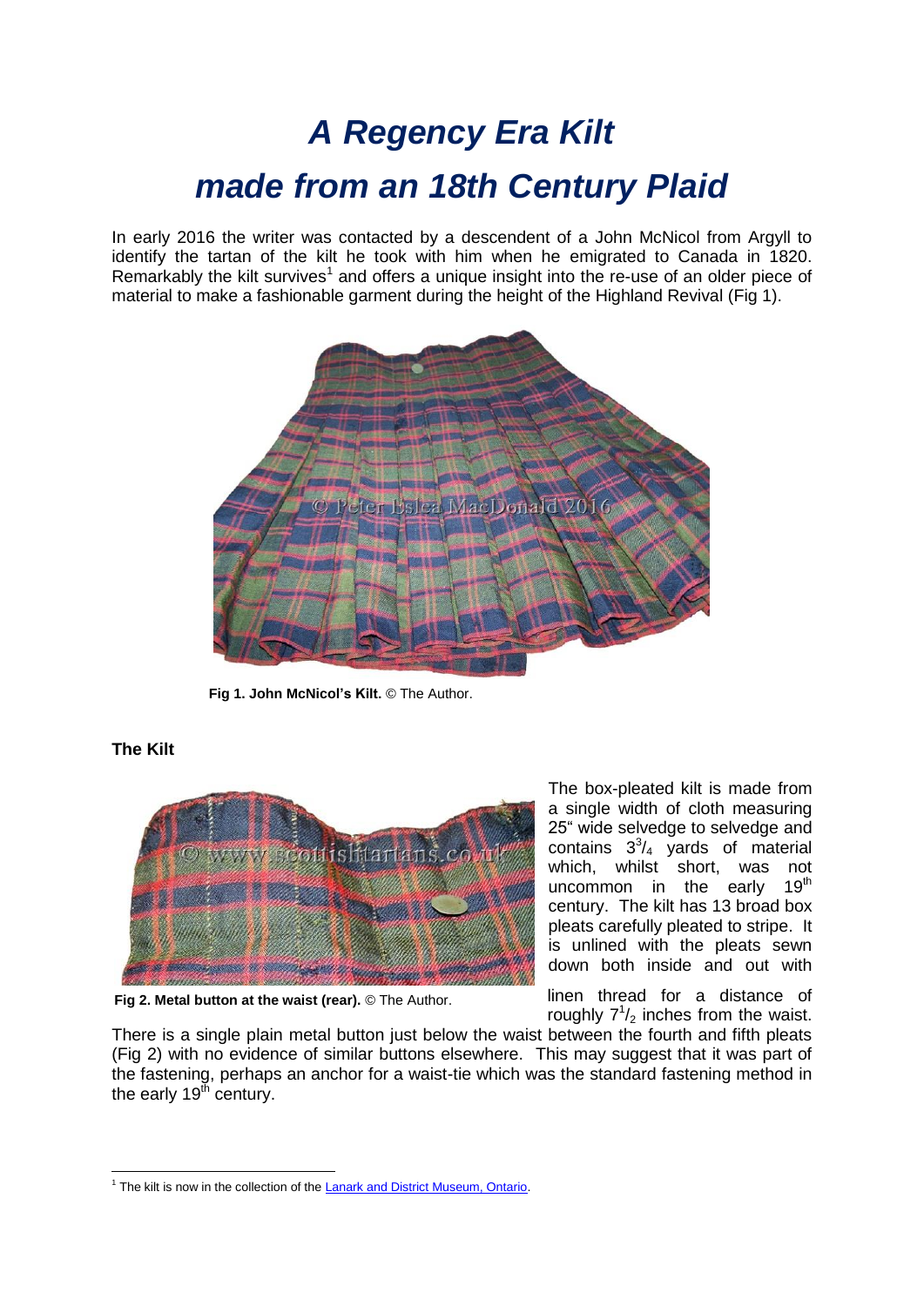# *A Regency Era Kilt made from an 18th Century Plaid*

In early 2016 the writer was contacted by a descendent of a John McNicol from Argyll to identify the tartan of the kilt he took with him when he emigrated to Canada in 1820. Remarkably the kilt survives[1] and offers a unique insight into the re-use of an older piece of material to make a fashionable garment during the height of the Highland Revival (Fig 1).

**Fig 1. John McNicol's Kilt.** © The Author.

### The Kilt

**Fig 2. Metal button at the waist (rear).** © The Author.

The box-pleated kilt is made from a single width of cloth measuring 25" wide selvedge to selvedge and contains $3^3/_4$ yards of material which, whilst short, was not uncommon in the early 19th century. The kilt has 13 broad box pleats carefully pleated to stripe. It is unlined with the pleats sewn down both inside and out with linen thread for a distance of roughly $7^1/_2$ inches from the waist. There is a single plain metal button just below the waist between the fourth and fifth pleats (Fig 2) with no evidence of similar buttons elsewhere. This may suggest that it was part of the fastening, perhaps an anchor for a waist-tie which was the standard fastening method in the early 19th century.

---

[1] The kilt is now in the collection of the Lanark and District Museum, Ontario.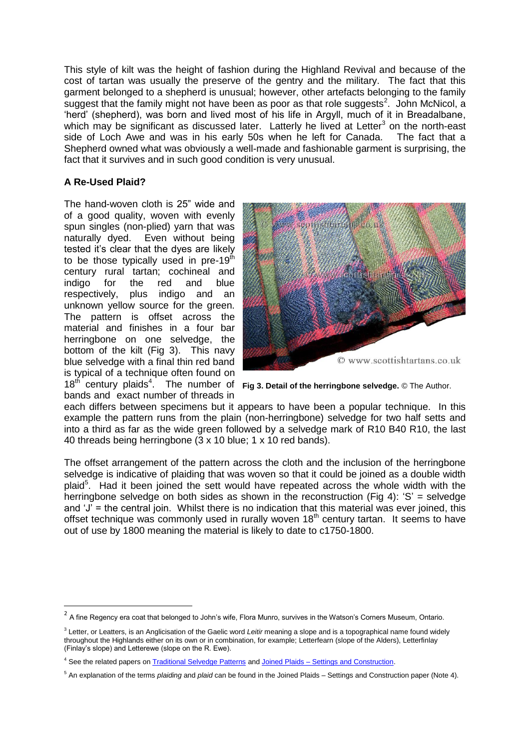This style of kilt was the height of fashion during the Highland Revival and because of the cost of tartan was usually the preserve of the gentry and the military. The fact that this garment belonged to a shepherd is unusual; however, other artefacts belonging to the family suggest that the family might not have been as poor as that role suggests[2]. John McNicol, a 'herd' (shepherd), was born and lived most of his life in Argyll, much of it in Breadalbane, which may be significant as discussed later. Latterly he lived at Letter[3] on the north-east side of Loch Awe and was in his early 50s when he left for Canada. The fact that a Shepherd owned what was obviously a well-made and fashionable garment is surprising, the fact that it survives and in such good condition is very unusual.

**A Re-Used Plaid?**

The hand-woven cloth is 25" wide and of a good quality, woven with evenly spun singles (non-plied) yarn that was naturally dyed. Even without being tested it's clear that the dyes are likely to be those typically used in pre-19th century rural tartan; cochineal and indigo for the red and blue respectively, plus indigo and an unknown yellow source for the green. The pattern is offset across the material and finishes in a four bar herringbone on one selvedge, the bottom of the kilt (Fig 3). This navy blue selvedge with a final thin red band is typical of a technique often found on 18th century plaids[4]. The number of bands and exact number of threads in each differs between specimens but it appears to have been a popular technique. In this example the pattern runs from the plain (non-herringbone) selvedge for two half setts and into a third as far as the wide green followed by a selvedge mark of R10 B40 R10, the last 40 threads being herringbone (3 x 10 blue; 1 x 10 red bands).

**Fig 3. Detail of the herringbone selvedge.** © The Author.

The offset arrangement of the pattern across the cloth and the inclusion of the herringbone selvedge is indicative of plaiding that was woven so that it could be joined as a double width plaid[5]. Had it been joined the sett would have repeated across the whole width with the herringbone selvedge on both sides as shown in the reconstruction (Fig 4): 'S' = selvedge and 'J' = the central join. Whilst there is no indication that this material was ever joined, this offset technique was commonly used in rurally woven 18th century tartan. It seems to have out of use by 1800 meaning the material is likely to date to c1750-1800.

---

[2] A fine Regency era coat that belonged to John's wife, Flora Munro, survives in the Watson's Corners Museum, Ontario.

[3] Letter, or Leatters, is an Anglicisation of the Gaelic word *Leitir* meaning a slope and is a topographical name found widely throughout the Highlands either on its own or in combination, for example; Letterfearn (slope of the Alders), Letterfinlay (Finlay's slope) and Letterewe (slope on the R. Ewe).

[4] See the related papers on Traditional Selvedge Patterns and Joined Plaids – Settings and Construction.

[5] An explanation of the terms *plaiding* and *plaid* can be found in the Joined Plaids – Settings and Construction paper (Note 4).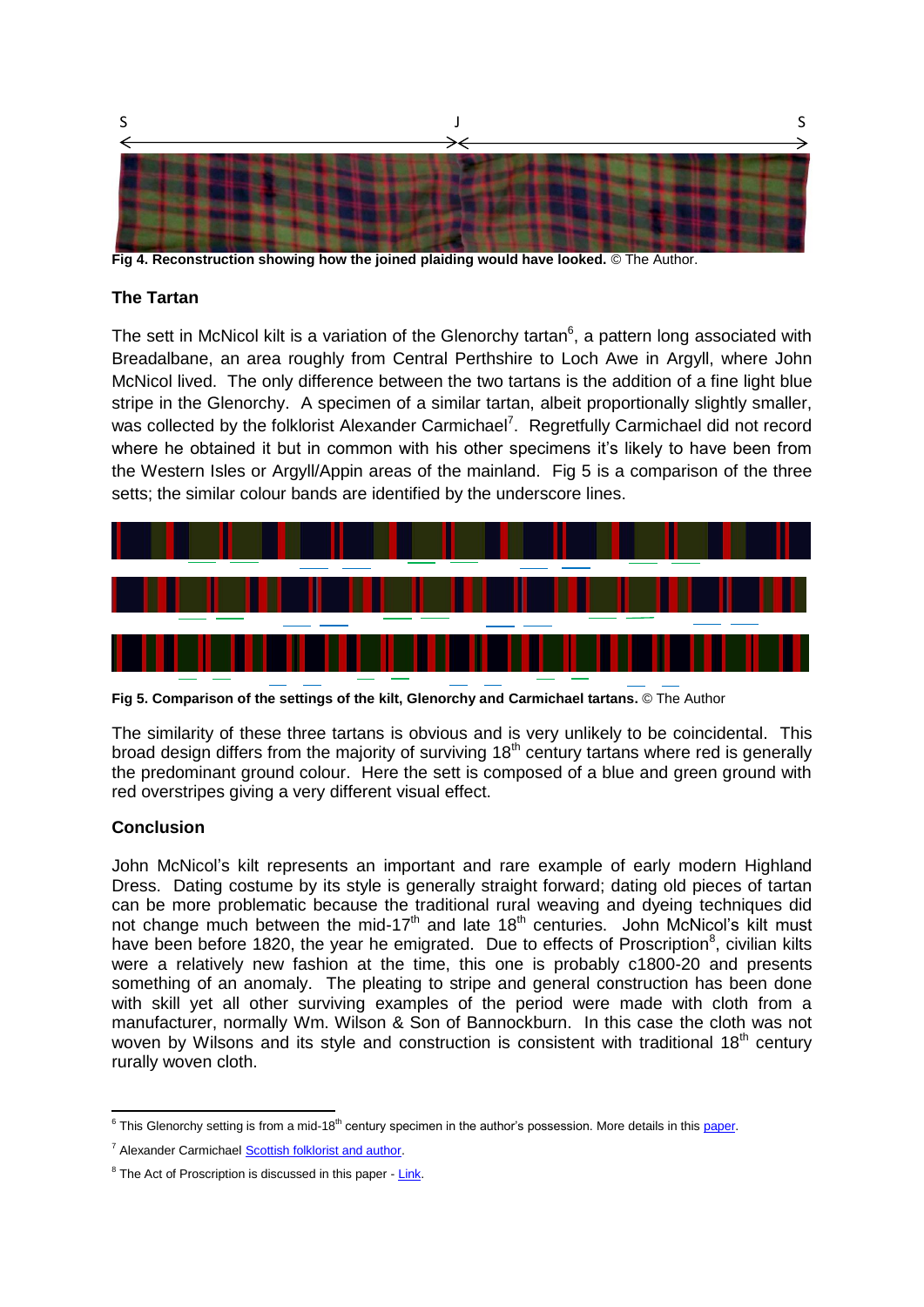Fig 4. Reconstruction showing how the joined plaiding would have looked. © The Author.

### The Tartan

The sett in McNicol kilt is a variation of the Glenorchy tartan[6], a pattern long associated with Breadalbane, an area roughly from Central Perthshire to Loch Awe in Argyll, where John McNicol lived. The only difference between the two tartans is the addition of a fine light blue stripe in the Glenorchy. A specimen of a similar tartan, albeit proportionally slightly smaller, was collected by the folklorist Alexander Carmichael[7]. Regretfully Carmichael did not record where he obtained it but in common with his other specimens it's likely to have been from the Western Isles or Argyll/Appin areas of the mainland. Fig 5 is a comparison of the three setts; the similar colour bands are identified by the underscore lines.

Fig 5. Comparison of the settings of the kilt, Glenorchy and Carmichael tartans. © The Author

The similarity of these three tartans is obvious and is very unlikely to be coincidental. This broad design differs from the majority of surviving 18th century tartans where red is generally the predominant ground colour. Here the sett is composed of a blue and green ground with red overstripes giving a very different visual effect.

### Conclusion

John McNicol's kilt represents an important and rare example of early modern Highland Dress. Dating costume by its style is generally straight forward; dating old pieces of tartan can be more problematic because the traditional rural weaving and dyeing techniques did not change much between the mid-17th and late 18th centuries. John McNicol's kilt must have been before 1820, the year he emigrated. Due to effects of Proscription[8], civilian kilts were a relatively new fashion at the time, this one is probably c1800-20 and presents something of an anomaly. The pleating to stripe and general construction has been done with skill yet all other surviving examples of the period were made with cloth from a manufacturer, normally Wm. Wilson & Son of Bannockburn. In this case the cloth was not woven by Wilsons and its style and construction is consistent with traditional 18th century rurally woven cloth.

---

[6] This Glenorchy setting is from a mid-18th century specimen in the author's possession. More details in this paper.

[7] Alexander Carmichael Scottish folklorist and author.

[8] The Act of Proscription is discussed in this paper - Link.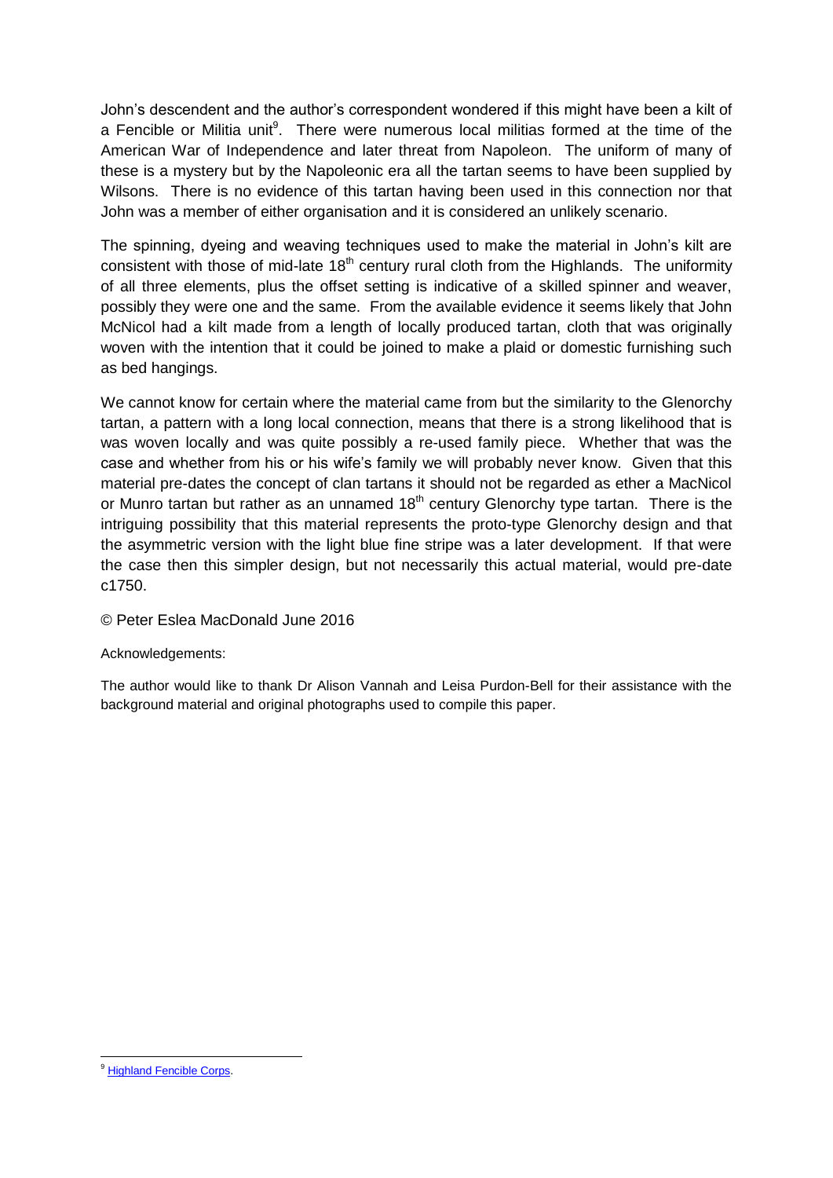John's descendent and the author's correspondent wondered if this might have been a kilt of a Fencible or Militia unit[9]. There were numerous local militias formed at the time of the American War of Independence and later threat from Napoleon. The uniform of many of these is a mystery but by the Napoleonic era all the tartan seems to have been supplied by Wilsons. There is no evidence of this tartan having been used in this connection nor that John was a member of either organisation and it is considered an unlikely scenario.

The spinning, dyeing and weaving techniques used to make the material in John's kilt are consistent with those of mid-late 18th century rural cloth from the Highlands. The uniformity of all three elements, plus the offset setting is indicative of a skilled spinner and weaver, possibly they were one and the same. From the available evidence it seems likely that John McNicol had a kilt made from a length of locally produced tartan, cloth that was originally woven with the intention that it could be joined to make a plaid or domestic furnishing such as bed hangings.

We cannot know for certain where the material came from but the similarity to the Glenorchy tartan, a pattern with a long local connection, means that there is a strong likelihood that is was woven locally and was quite possibly a re-used family piece. Whether that was the case and whether from his or his wife's family we will probably never know. Given that this material pre-dates the concept of clan tartans it should not be regarded as ether a MacNicol or Munro tartan but rather as an unnamed 18th century Glenorchy type tartan. There is the intriguing possibility that this material represents the proto-type Glenorchy design and that the asymmetric version with the light blue fine stripe was a later development. If that were the case then this simpler design, but not necessarily this actual material, would pre-date c1750.

© Peter Eslea MacDonald June 2016

Acknowledgements:

The author would like to thank Dr Alison Vannah and Leisa Purdon-Bell for their assistance with the background material and original photographs used to compile this paper.

[9] Highland Fencible Corps.